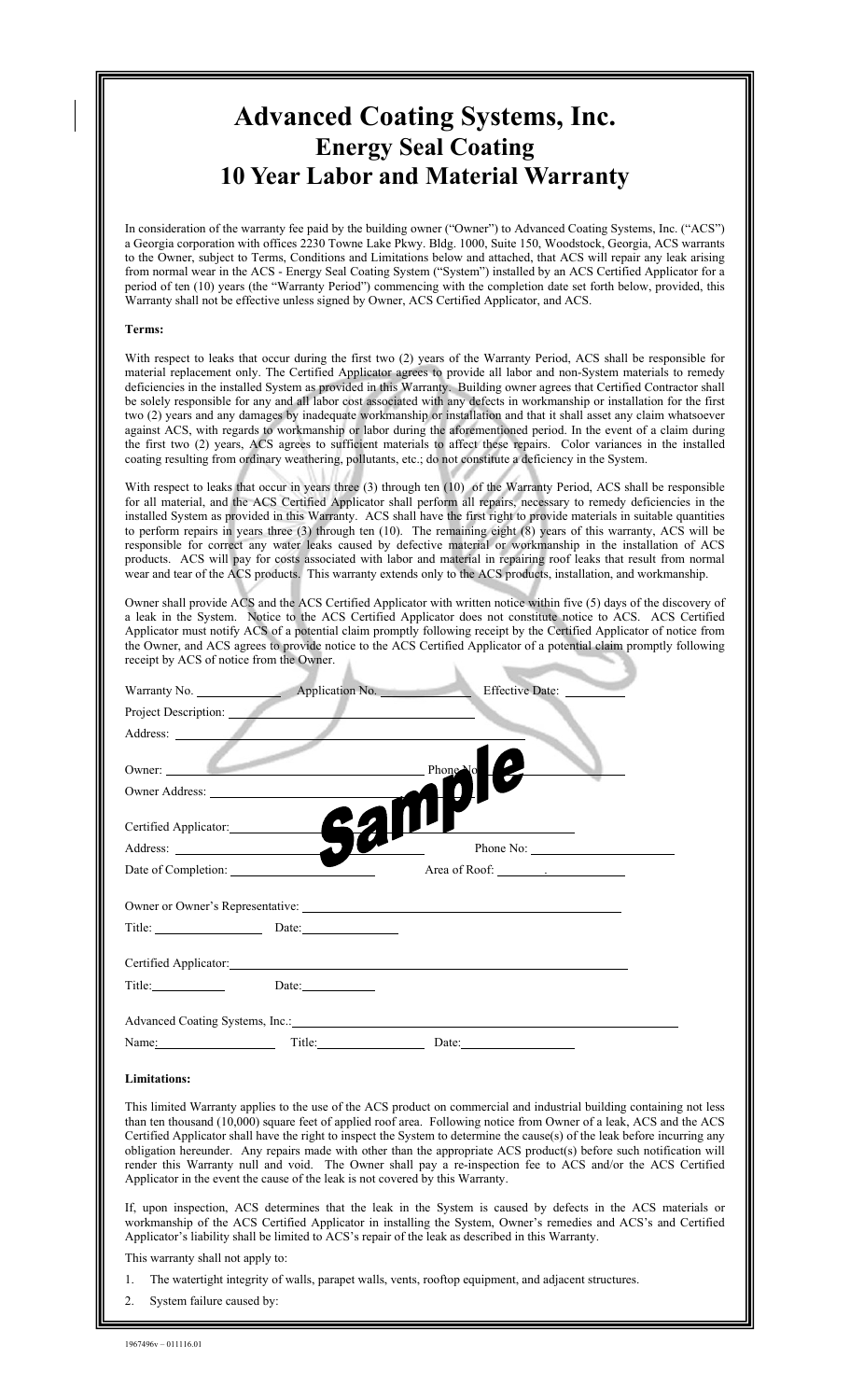# Advanced Coating Systems, Inc.
## Energy Seal Coating
## 10 Year Labor and Material Warranty

In consideration of the warranty fee paid by the building owner ("Owner") to Advanced Coating Systems, Inc. ("ACS") a Georgia corporation with offices 2230 Towne Lake Pkwy. Bldg. 1000, Suite 150, Woodstock, Georgia, ACS warrants to the Owner, subject to Terms, Conditions and Limitations below and attached, that ACS will repair any leak arising from normal wear in the ACS - Energy Seal Coating System ("System") installed by an ACS Certified Applicator for a period of ten (10) years (the "Warranty Period") commencing with the completion date set forth below, provided, this Warranty shall not be effective unless signed by Owner, ACS Certified Applicator, and ACS.

**Terms:**

With respect to leaks that occur during the first two (2) years of the Warranty Period, ACS shall be responsible for material replacement only. The Certified Applicator agrees to provide all labor and non-System materials to remedy deficiencies in the installed System as provided in this Warranty. Building owner agrees that Certified Contractor shall be solely responsible for any and all labor cost associated with any defects in workmanship or installation for the first two (2) years and any damages by inadequate workmanship or installation and that it shall asset any claim whatsoever against ACS, with regards to workmanship or labor during the aforementioned period. In the event of a claim during the first two (2) years, ACS agrees to sufficient materials to affect these repairs. Color variances in the installed coating resulting from ordinary weathering, pollutants, etc.; do not constitute a deficiency in the System.

With respect to leaks that occur in years three (3) through ten (10) of the Warranty Period, ACS shall be responsible for all material, and the ACS Certified Applicator shall perform all repairs, necessary to remedy deficiencies in the installed System as provided in this Warranty. ACS shall have the first right to provide materials in suitable quantities to perform repairs in years three (3) through ten (10). The remaining eight (8) years of this warranty, ACS will be responsible for correct any water leaks caused by defective material or workmanship in the installation of ACS products. ACS will pay for costs associated with labor and material in repairing roof leaks that result from normal wear and tear of the ACS products. This warranty extends only to the ACS products, installation, and workmanship.

Owner shall provide ACS and the ACS Certified Applicator with written notice within five (5) days of the discovery of a leak in the System. Notice to the ACS Certified Applicator does not constitute notice to ACS. ACS Certified Applicator must notify ACS of a potential claim promptly following receipt by the Certified Applicator of notice from the Owner, and ACS agrees to provide notice to the ACS Certified Applicator of a potential claim promptly following receipt by ACS of notice from the Owner.

Warranty No. ______________ Application No. ______________ Effective Date: __________

Project Description: ________________________________________________

Address: ________________________________________________

Owner: ________________________________________________ Phone No: ______________

Owner Address: ________________________________________________

Certified Applicator: ________________________________________________

Address: ________________________________________________ Phone No: ______________

Date of Completion: ______________________ Area of Roof: ______________

Owner or Owner's Representative: ________________________________________________

Title: ______________ Date: ______________

Certified Applicator: ________________________________________________

Title: ______________ Date: ______________

Advanced Coating Systems, Inc.: ________________________________________________

Name: ______________ Title: ______________ Date: ______________

**Limitations:**

This limited Warranty applies to the use of the ACS product on commercial and industrial building containing not less than ten thousand (10,000) square feet of applied roof area. Following notice from Owner of a leak, ACS and the ACS Certified Applicator shall have the right to inspect the System to determine the cause(s) of the leak before incurring any obligation hereunder. Any repairs made with other than the appropriate ACS product(s) before such notification will render this Warranty null and void. The Owner shall pay a re-inspection fee to ACS and/or the ACS Certified Applicator in the event the cause of the leak is not covered by this Warranty.

If, upon inspection, ACS determines that the leak in the System is caused by defects in the ACS materials or workmanship of the ACS Certified Applicator in installing the System, Owner's remedies and ACS's and Certified Applicator's liability shall be limited to ACS's repair of the leak as described in this Warranty.

This warranty shall not apply to:

1. The watertight integrity of walls, parapet walls, vents, rooftop equipment, and adjacent structures.
2. System failure caused by:

1967496v – 011116.01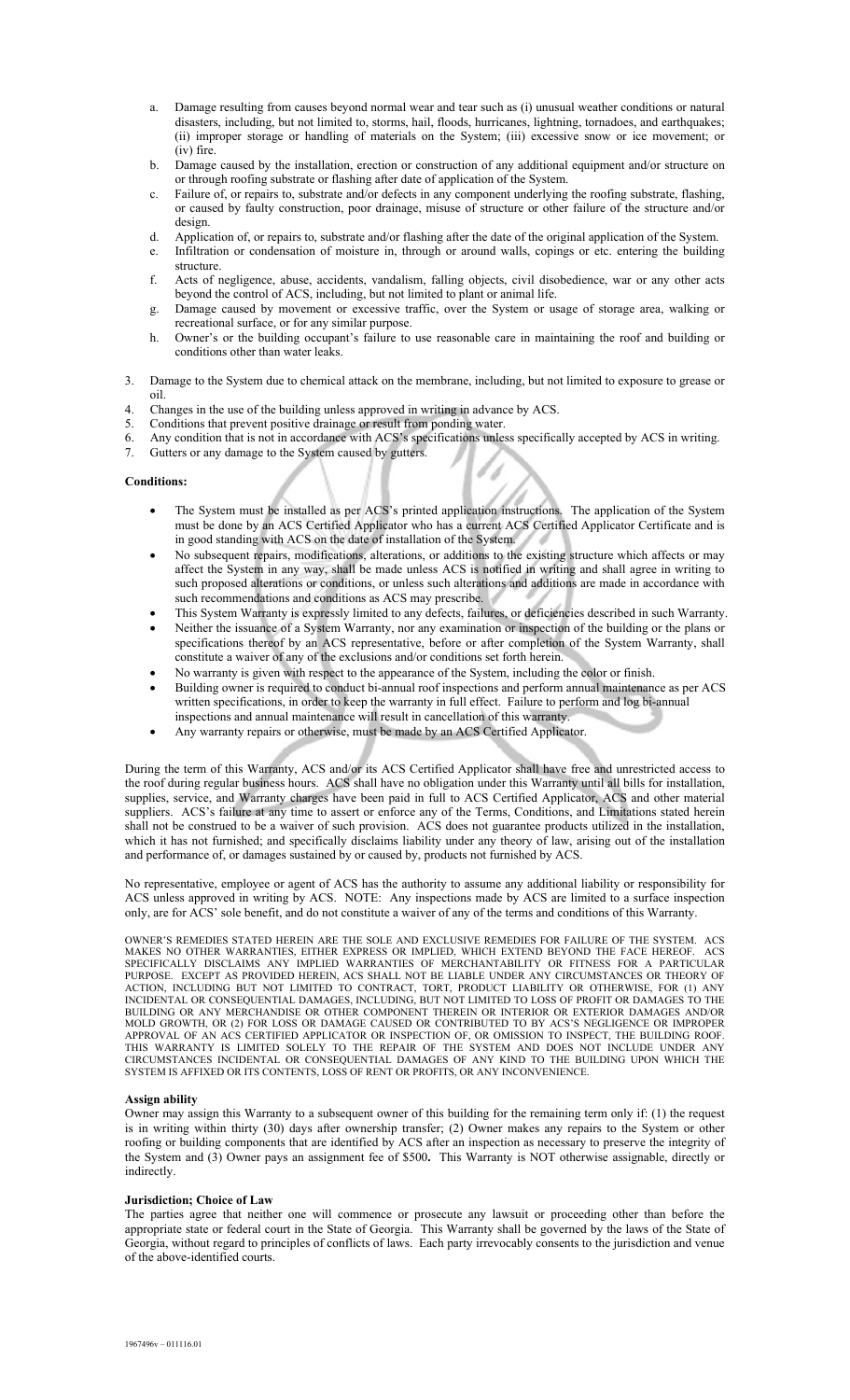a. Damage resulting from causes beyond normal wear and tear such as (i) unusual weather conditions or natural disasters, including, but not limited to, storms, hail, floods, hurricanes, lightning, tornadoes, and earthquakes; (ii) improper storage or handling of materials on the System; (iii) excessive snow or ice movement; or (iv) fire.
b. Damage caused by the installation, erection or construction of any additional equipment and/or structure on or through roofing substrate or flashing after date of application of the System.
c. Failure of, or repairs to, substrate and/or defects in any component underlying the roofing substrate, flashing, or caused by faulty construction, poor drainage, misuse of structure or other failure of the structure and/or design.
d. Application of, or repairs to, substrate and/or flashing after the date of the original application of the System.
e. Infiltration or condensation of moisture in, through or around walls, copings or etc. entering the building structure.
f. Acts of negligence, abuse, accidents, vandalism, falling objects, civil disobedience, war or any other acts beyond the control of ACS, including, but not limited to plant or animal life.
g. Damage caused by movement or excessive traffic, over the System or usage of storage area, walking or recreational surface, or for any similar purpose.
h. Owner's or the building occupant's failure to use reasonable care in maintaining the roof and building or conditions other than water leaks.

3. Damage to the System due to chemical attack on the membrane, including, but not limited to exposure to grease or oil.
4. Changes in the use of the building unless approved in writing in advance by ACS.
5. Conditions that prevent positive drainage or result from ponding water.
6. Any condition that is not in accordance with ACS's specifications unless specifically accepted by ACS in writing.
7. Gutters or any damage to the System caused by gutters.

**Conditions:**

- The System must be installed as per ACS's printed application instructions. The application of the System must be done by an ACS Certified Applicator who has a current ACS Certified Applicator Certificate and is in good standing with ACS on the date of installation of the System.
- No subsequent repairs, modifications, alterations, or additions to the existing structure which affects or may affect the System in any way, shall be made unless ACS is notified in writing and shall agree in writing to such proposed alterations or conditions, or unless such alterations and additions are made in accordance with such recommendations and conditions as ACS may prescribe.
- This System Warranty is expressly limited to any defects, failures, or deficiencies described in such Warranty.
- Neither the issuance of a System Warranty, nor any examination or inspection of the building or the plans or specifications thereof by an ACS representative, before or after completion of the System Warranty, shall constitute a waiver of any of the exclusions and/or conditions set forth herein.
- No warranty is given with respect to the appearance of the System, including the color or finish.
- Building owner is required to conduct bi-annual roof inspections and perform annual maintenance as per ACS written specifications, in order to keep the warranty in full effect. Failure to perform and log bi-annual inspections and annual maintenance will result in cancellation of this warranty.
- Any warranty repairs or otherwise, must be made by an ACS Certified Applicator.

During the term of this Warranty, ACS and/or its ACS Certified Applicator shall have free and unrestricted access to the roof during regular business hours. ACS shall have no obligation under this Warranty until all bills for installation, supplies, service, and Warranty charges have been paid in full to ACS Certified Applicator, ACS and other material suppliers. ACS's failure at any time to assert or enforce any of the Terms, Conditions, and Limitations stated herein shall not be construed to be a waiver of such provision. ACS does not guarantee products utilized in the installation, which it has not furnished; and specifically disclaims liability under any theory of law, arising out of the installation and performance of, or damages sustained by or caused by, products not furnished by ACS.

No representative, employee or agent of ACS has the authority to assume any additional liability or responsibility for ACS unless approved in writing by ACS. NOTE: Any inspections made by ACS are limited to a surface inspection only, are for ACS' sole benefit, and do not constitute a waiver of any of the terms and conditions of this Warranty.

OWNER'S REMEDIES STATED HEREIN ARE THE SOLE AND EXCLUSIVE REMEDIES FOR FAILURE OF THE SYSTEM. ACS MAKES NO OTHER WARRANTIES, EITHER EXPRESS OR IMPLIED, WHICH EXTEND BEYOND THE FACE HEREOF. ACS SPECIFICALLY DISCLAIMS ANY IMPLIED WARRANTIES OF MERCHANTABILITY OR FITNESS FOR A PARTICULAR PURPOSE. EXCEPT AS PROVIDED HEREIN, ACS SHALL NOT BE LIABLE UNDER ANY CIRCUMSTANCES OR THEORY OF ACTION, INCLUDING BUT NOT LIMITED TO CONTRACT, TORT, PRODUCT LIABILITY OR OTHERWISE, FOR (1) ANY INCIDENTAL OR CONSEQUENTIAL DAMAGES, INCLUDING, BUT NOT LIMITED TO LOSS OF PROFIT OR DAMAGES TO THE BUILDING OR ANY MERCHANDISE OR OTHER COMPONENT THEREIN OR INTERIOR OR EXTERIOR DAMAGES AND/OR MOLD GROWTH, OR (2) FOR LOSS OR DAMAGE CAUSED OR CONTRIBUTED TO BY ACS'S NEGLIGENCE OR IMPROPER APPROVAL OF AN ACS CERTIFIED APPLICATOR OR INSPECTION OF, OR OMISSION TO INSPECT, THE BUILDING ROOF. THIS WARRANTY IS LIMITED SOLELY TO THE REPAIR OF THE SYSTEM AND DOES NOT INCLUDE UNDER ANY CIRCUMSTANCES INCIDENTAL OR CONSEQUENTIAL DAMAGES OF ANY KIND TO THE BUILDING UPON WHICH THE SYSTEM IS AFFIXED OR ITS CONTENTS, LOSS OF RENT OR PROFITS, OR ANY INCONVENIENCE.

**Assign ability**

Owner may assign this Warranty to a subsequent owner of this building for the remaining term only if: (1) the request is in writing within thirty (30) days after ownership transfer; (2) Owner makes any repairs to the System or other roofing or building components that are identified by ACS after an inspection as necessary to preserve the integrity of the System and (3) Owner pays an assignment fee of $500**.** This Warranty is NOT otherwise assignable, directly or indirectly.

**Jurisdiction; Choice of Law**

The parties agree that neither one will commence or prosecute any lawsuit or proceeding other than before the appropriate state or federal court in the State of Georgia. This Warranty shall be governed by the laws of the State of Georgia, without regard to principles of conflicts of laws. Each party irrevocably consents to the jurisdiction and venue of the above-identified courts.

1967496v – 011116.01